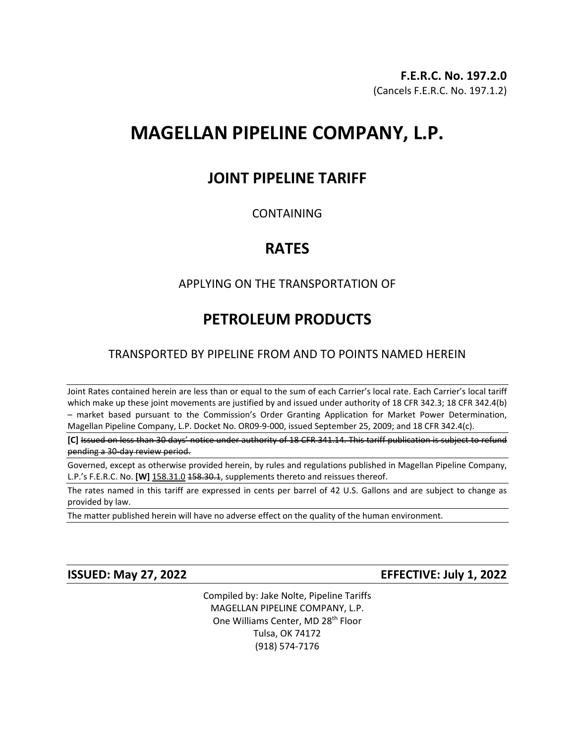**F.E.R.C. No. 197.2.0**
(Cancels F.E.R.C. No. 197.1.2)

# MAGELLAN PIPELINE COMPANY, L.P.

## JOINT PIPELINE TARIFF

CONTAINING

## RATES

APPLYING ON THE TRANSPORTATION OF

## PETROLEUM PRODUCTS

TRANSPORTED BY PIPELINE FROM AND TO POINTS NAMED HEREIN

---

Joint Rates contained herein are less than or equal to the sum of each Carrier's local rate. Each Carrier's local tariff which make up these joint movements are justified by and issued under authority of 18 CFR 342.3; 18 CFR 342.4(b) – market based pursuant to the Commission's Order Granting Application for Market Power Determination, Magellan Pipeline Company, L.P. Docket No. OR09-9-000, issued September 25, 2009; and 18 CFR 342.4(c).

**[C]** ~~Issued on less than 30 days' notice under authority of 18 CFR 341.14. This tariff publication is subject to refund pending a 30-day review period.~~

Governed, except as otherwise provided herein, by rules and regulations published in Magellan Pipeline Company, L.P.'s F.E.R.C. No. **[W]** 158.31.0 ~~158.30.1~~, supplements thereto and reissues thereof.

The rates named in this tariff are expressed in cents per barrel of 42 U.S. Gallons and are subject to change as provided by law.

The matter published herein will have no adverse effect on the quality of the human environment.

---

**ISSUED: May 27, 2022** **EFFECTIVE: July 1, 2022**

Compiled by: Jake Nolte, Pipeline Tariffs
MAGELLAN PIPELINE COMPANY, L.P.
One Williams Center, MD 28th Floor
Tulsa, OK 74172
(918) 574-7176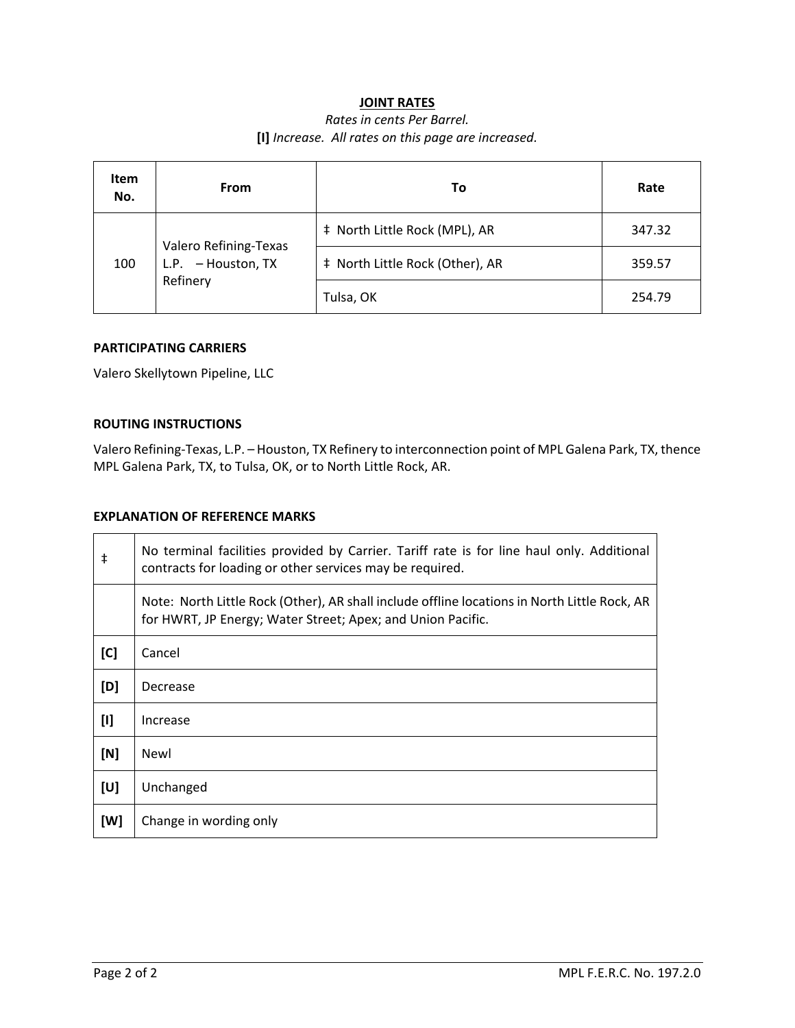## JOINT RATES

*Rates in cents Per Barrel.*

**[I]** *Increase. All rates on this page are increased.*

| Item No. | From | To | Rate |
|---|---|---|---|
| 100 | Valero Refining-Texas L.P. – Houston, TX Refinery | ‡ North Little Rock (MPL), AR | 347.32 |
| | | ‡ North Little Rock (Other), AR | 359.57 |
| | | Tulsa, OK | 254.79 |

### PARTICIPATING CARRIERS

Valero Skellytown Pipeline, LLC

### ROUTING INSTRUCTIONS

Valero Refining-Texas, L.P. – Houston, TX Refinery to interconnection point of MPL Galena Park, TX, thence MPL Galena Park, TX, to Tulsa, OK, or to North Little Rock, AR.

### EXPLANATION OF REFERENCE MARKS

| | |
|---|---|
| ‡ | No terminal facilities provided by Carrier. Tariff rate is for line haul only. Additional contracts for loading or other services may be required. |
| | Note: North Little Rock (Other), AR shall include offline locations in North Little Rock, AR for HWRT, JP Energy; Water Street; Apex; and Union Pacific. |
| **[C]** | Cancel |
| **[D]** | Decrease |
| **[I]** | Increase |
| **[N]** | Newl |
| **[U]** | Unchanged |
| **[W]** | Change in wording only |